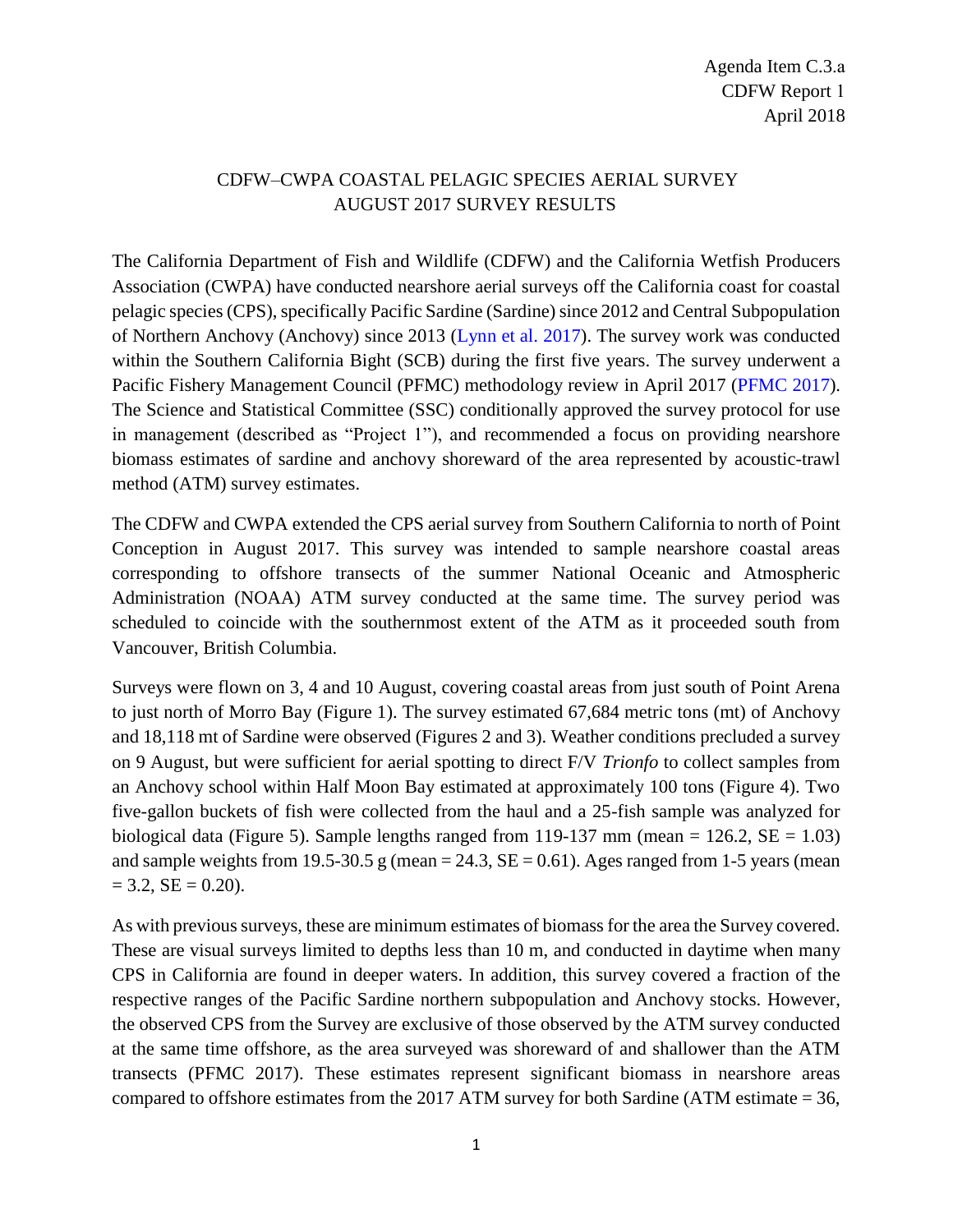Agenda Item C.3.a
CDFW Report 1
April 2018

# CDFW–CWPA COASTAL PELAGIC SPECIES AERIAL SURVEY AUGUST 2017 SURVEY RESULTS

The California Department of Fish and Wildlife (CDFW) and the California Wetfish Producers Association (CWPA) have conducted nearshore aerial surveys off the California coast for coastal pelagic species (CPS), specifically Pacific Sardine (Sardine) since 2012 and Central Subpopulation of Northern Anchovy (Anchovy) since 2013 (Lynn et al. 2017). The survey work was conducted within the Southern California Bight (SCB) during the first five years. The survey underwent a Pacific Fishery Management Council (PFMC) methodology review in April 2017 (PFMC 2017). The Science and Statistical Committee (SSC) conditionally approved the survey protocol for use in management (described as "Project 1"), and recommended a focus on providing nearshore biomass estimates of sardine and anchovy shoreward of the area represented by acoustic-trawl method (ATM) survey estimates.

The CDFW and CWPA extended the CPS aerial survey from Southern California to north of Point Conception in August 2017. This survey was intended to sample nearshore coastal areas corresponding to offshore transects of the summer National Oceanic and Atmospheric Administration (NOAA) ATM survey conducted at the same time. The survey period was scheduled to coincide with the southernmost extent of the ATM as it proceeded south from Vancouver, British Columbia.

Surveys were flown on 3, 4 and 10 August, covering coastal areas from just south of Point Arena to just north of Morro Bay (Figure 1). The survey estimated 67,684 metric tons (mt) of Anchovy and 18,118 mt of Sardine were observed (Figures 2 and 3). Weather conditions precluded a survey on 9 August, but were sufficient for aerial spotting to direct F/V *Trionfo* to collect samples from an Anchovy school within Half Moon Bay estimated at approximately 100 tons (Figure 4). Two five-gallon buckets of fish were collected from the haul and a 25-fish sample was analyzed for biological data (Figure 5). Sample lengths ranged from 119-137 mm (mean = 126.2, SE = 1.03) and sample weights from 19.5-30.5 g (mean = 24.3, SE = 0.61). Ages ranged from 1-5 years (mean = 3.2, SE = 0.20).

As with previous surveys, these are minimum estimates of biomass for the area the Survey covered. These are visual surveys limited to depths less than 10 m, and conducted in daytime when many CPS in California are found in deeper waters. In addition, this survey covered a fraction of the respective ranges of the Pacific Sardine northern subpopulation and Anchovy stocks. However, the observed CPS from the Survey are exclusive of those observed by the ATM survey conducted at the same time offshore, as the area surveyed was shoreward of and shallower than the ATM transects (PFMC 2017). These estimates represent significant biomass in nearshore areas compared to offshore estimates from the 2017 ATM survey for both Sardine (ATM estimate = 36,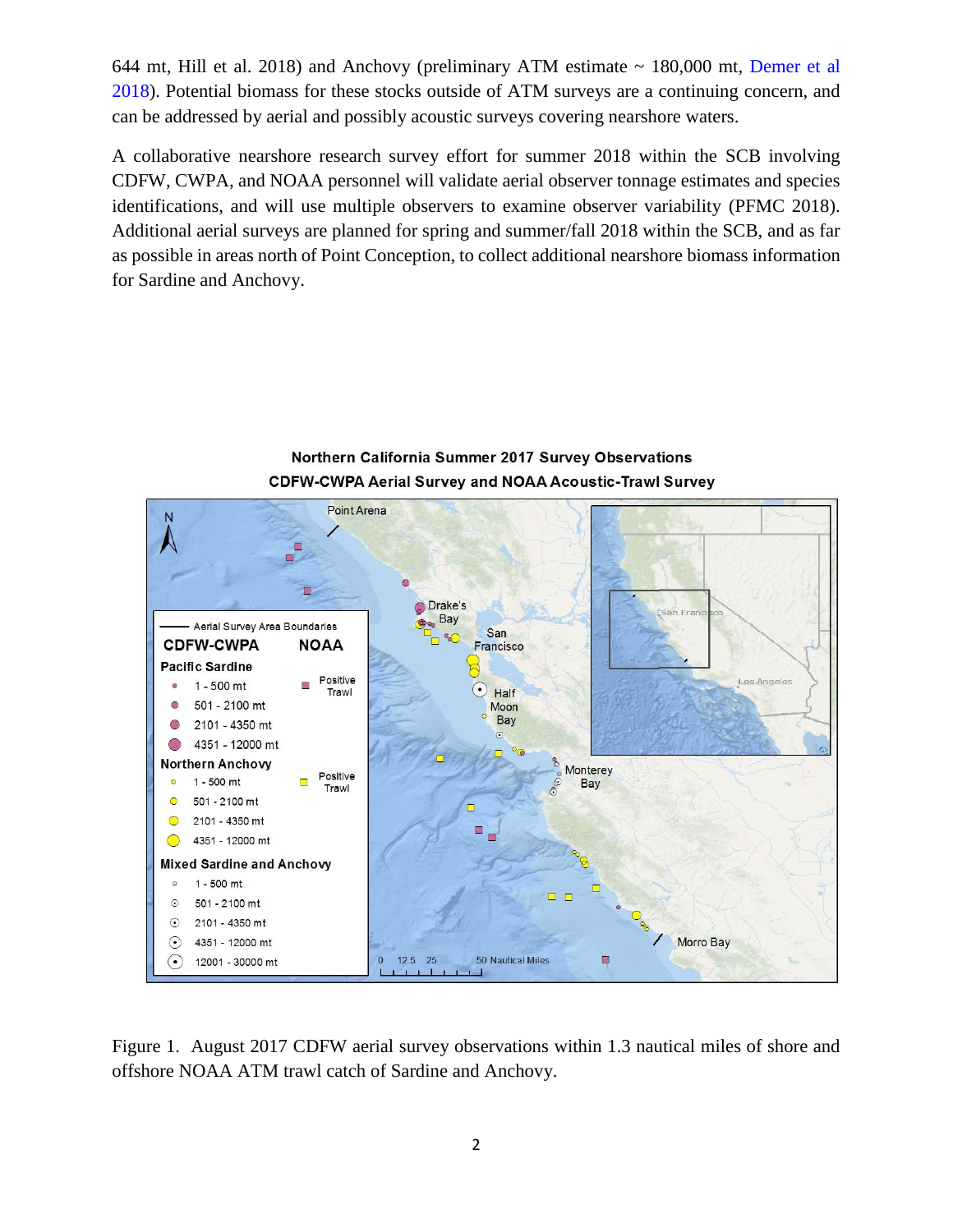644 mt, Hill et al. 2018) and Anchovy (preliminary ATM estimate ~ 180,000 mt, Demer et al 2018). Potential biomass for these stocks outside of ATM surveys are a continuing concern, and can be addressed by aerial and possibly acoustic surveys covering nearshore waters.

A collaborative nearshore research survey effort for summer 2018 within the SCB involving CDFW, CWPA, and NOAA personnel will validate aerial observer tonnage estimates and species identifications, and will use multiple observers to examine observer variability (PFMC 2018). Additional aerial surveys are planned for spring and summer/fall 2018 within the SCB, and as far as possible in areas north of Point Conception, to collect additional nearshore biomass information for Sardine and Anchovy.

Figure 1. August 2017 CDFW aerial survey observations within 1.3 nautical miles of shore and offshore NOAA ATM trawl catch of Sardine and Anchovy.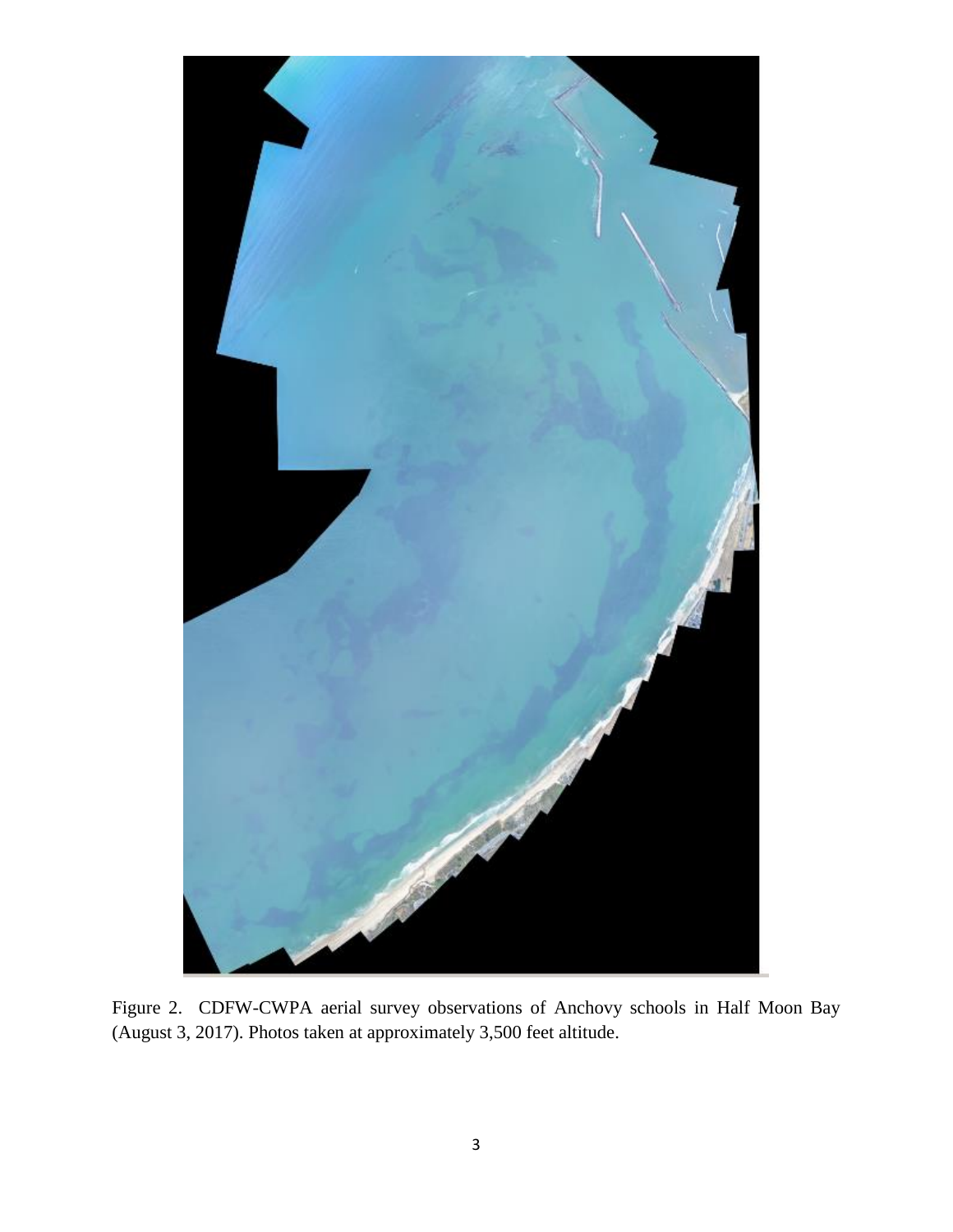Figure 2. CDFW-CWPA aerial survey observations of Anchovy schools in Half Moon Bay (August 3, 2017). Photos taken at approximately 3,500 feet altitude.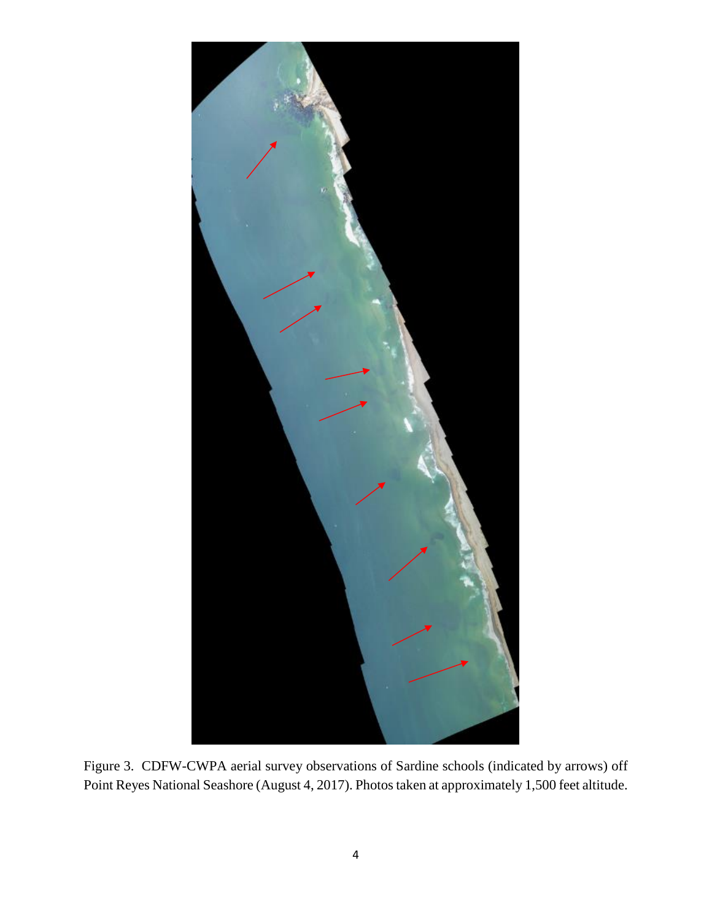Figure 3. CDFW-CWPA aerial survey observations of Sardine schools (indicated by arrows) off Point Reyes National Seashore (August 4, 2017). Photos taken at approximately 1,500 feet altitude.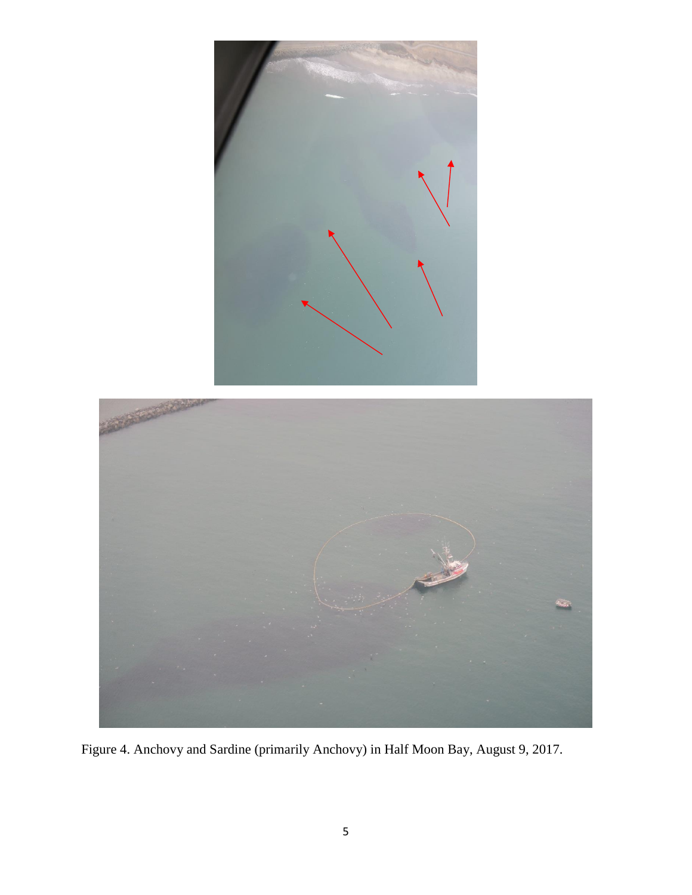Figure 4. Anchovy and Sardine (primarily Anchovy) in Half Moon Bay, August 9, 2017.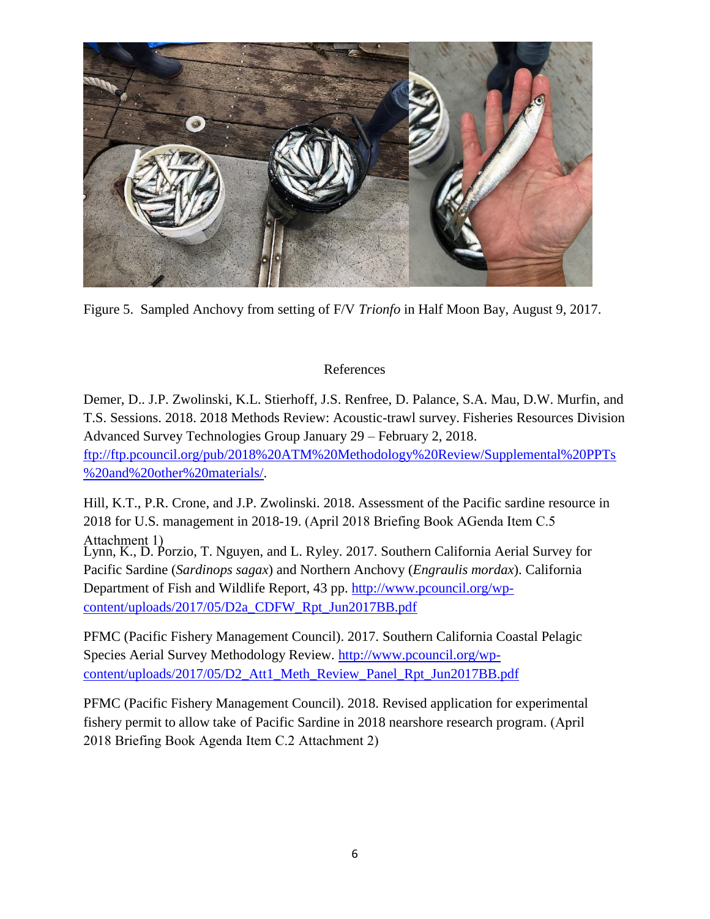Figure 5. Sampled Anchovy from setting of F/V *Trionfo* in Half Moon Bay, August 9, 2017.

## References

Demer, D.. J.P. Zwolinski, K.L. Stierhoff, J.S. Renfree, D. Palance, S.A. Mau, D.W. Murfin, and T.S. Sessions. 2018. 2018 Methods Review: Acoustic-trawl survey. Fisheries Resources Division Advanced Survey Technologies Group January 29 – February 2, 2018. ftp://ftp.pcouncil.org/pub/2018%20ATM%20Methodology%20Review/Supplemental%20PPTs%20and%20other%20materials/.

Hill, K.T., P.R. Crone, and J.P. Zwolinski. 2018. Assessment of the Pacific sardine resource in 2018 for U.S. management in 2018-19. (April 2018 Briefing Book AGenda Item C.5 Attachment 1)

Lynn, K., D. Porzio, T. Nguyen, and L. Ryley. 2017. Southern California Aerial Survey for Pacific Sardine (*Sardinops sagax*) and Northern Anchovy (*Engraulis mordax*). California Department of Fish and Wildlife Report, 43 pp. http://www.pcouncil.org/wp-content/uploads/2017/05/D2a_CDFW_Rpt_Jun2017BB.pdf

PFMC (Pacific Fishery Management Council). 2017. Southern California Coastal Pelagic Species Aerial Survey Methodology Review. http://www.pcouncil.org/wp-content/uploads/2017/05/D2_Att1_Meth_Review_Panel_Rpt_Jun2017BB.pdf

PFMC (Pacific Fishery Management Council). 2018. Revised application for experimental fishery permit to allow take of Pacific Sardine in 2018 nearshore research program. (April 2018 Briefing Book Agenda Item C.2 Attachment 2)